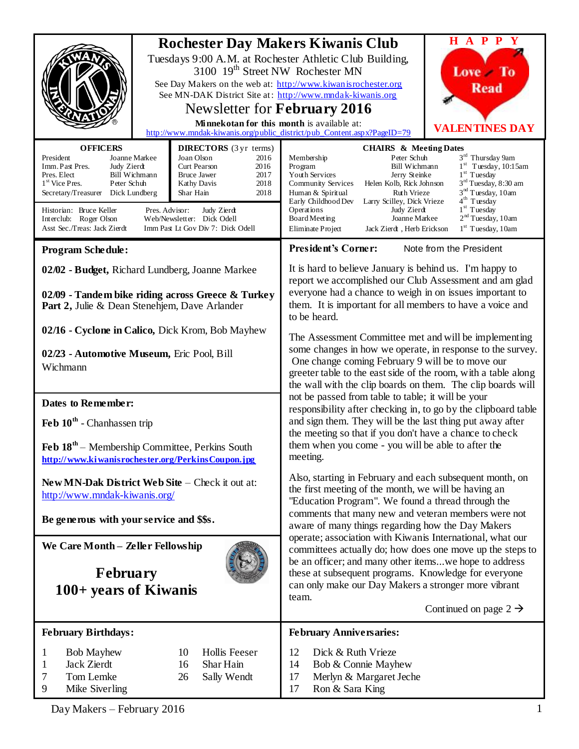# Rochester Day Makers Kiwanis Club

Tuesdays 9:00 A.M. at Rochester Athletic Club Building, 3100 19th Street NW Rochester MN

See Day Makers on the web at: http://www.kiwanisrochester.org

See MN-DAK District Site at: http://www.mndak-kiwanis.org

## Newsletter for **February 2016**

**Minnekotan for this month** is available at: http://www.mndak-kiwanis.org/public_district/pub_Content.aspx?PageID=79

**HAPPY Love To Read VALENTINES DAY**

| OFFICERS | |
|---|---|
| President | Joanne Markee |
| Imm. Past Pres. | Judy Zierdt |
| Pres. Elect | Bill Wichmann |
| 1st Vice Pres. | Peter Schuh |
| Secretary/Treasurer | Dick Lundberg |

| DIRECTORS (3 yr terms) | |
|---|---|
| Joan Olson | 2016 |
| Curt Pearson | 2016 |
| Bruce Jawer | 2017 |
| Kathy Davis | 2018 |
| Shar Hain | 2018 |

Historian: Bruce Keller
Interclub: Roger Olson
Asst Sec./Treas: Jack Zierdt
Pres. Advisor: Judy Zierdt
Web/Newsletter: Dick Odell
Imm Past Lt Gov Div 7: Dick Odell

| CHAIRS & Meeting Dates | | |
|---|---|---|
| Membership | Peter Schuh | 3rd Thursday 9am |
| Program | Bill Wichmann | 1st Tuesday, 10:15am |
| Youth Services | Jerry Steinke | 1st Tuesday |
| Community Services | Helen Kolb, Rick Johnson | 3rd Tuesday, 8:30 am |
| Human & Spiritual | Ruth Vrieze | 3rd Tuesday, 10am |
| Early Childhood Dev | Larry Scilley, Dick Vrieze | 4th Tuesday |
| Operations | Judy Zierdt | 1st Tuesday |
| Board Meeting | Joanne Markee | 2nd Tuesday, 10am |
| Eliminate Project | Jack Zierdt, Herb Erickson | 1st Tuesday, 10am |

## Program Schedule:

**02/02 - Budget,** Richard Lundberg, Joanne Markee

**02/09 - Tandem bike riding across Greece & Turkey Part 2,** Julie & Dean Stenehjem, Dave Arlander

**02/16 - Cyclone in Calico,** Dick Krom, Bob Mayhew

**02/23 - Automotive Museum,** Eric Pool, Bill Wichmann

## Dates to Remember:

**Feb 10th** - Chanhassen trip

**Feb 18th** – Membership Committee, Perkins South
**http://www.kiwanisrochester.org/PerkinsCoupon.jpg**

**New MN-Dak District Web Site** – Check it out at: http://www.mndak-kiwanis.org/

**Be generous with your service and $$s.**

## We Care Month – Zeller Fellowship

**February**
**100+ years of Kiwanis**

## President's Corner: Note from the President

It is hard to believe January is behind us. I'm happy to report we accomplished our Club Assessment and am glad everyone had a chance to weigh in on issues important to them. It is important for all members to have a voice and to be heard.

The Assessment Committee met and will be implementing some changes in how we operate, in response to the survey. One change coming February 9 will be to move our greeter table to the east side of the room, with a table along the wall with the clip boards on them. The clip boards will not be passed from table to table; it will be your responsibility after checking in, to go by the clipboard table and sign them. They will be the last thing put away after the meeting so that if you don't have a chance to check them when you come - you will be able to after the meeting.

Also, starting in February and each subsequent month, on the first meeting of the month, we will be having an "Education Program". We found a thread through the comments that many new and veteran members were not aware of many things regarding how the Day Makers operate; association with Kiwanis International, what our committees actually do; how does one move up the steps to be an officer; and many other items...we hope to address these at subsequent programs. Knowledge for everyone can only make our Day Makers a stronger more vibrant team.

Continued on page 2 →

## February Birthdays:

| | |
|---|---|
| 1 | Bob Mayhew |
| 1 | Jack Zierdt |
| 7 | Tom Lemke |
| 9 | Mike Siverling |
| 10 | Hollis Feeser |
| 16 | Shar Hain |
| 26 | Sally Wendt |

## February Anniversaries:

| | |
|---|---|
| 12 | Dick & Ruth Vrieze |
| 14 | Bob & Connie Mayhew |
| 17 | Merlyn & Margaret Jeche |
| 17 | Ron & Sara King |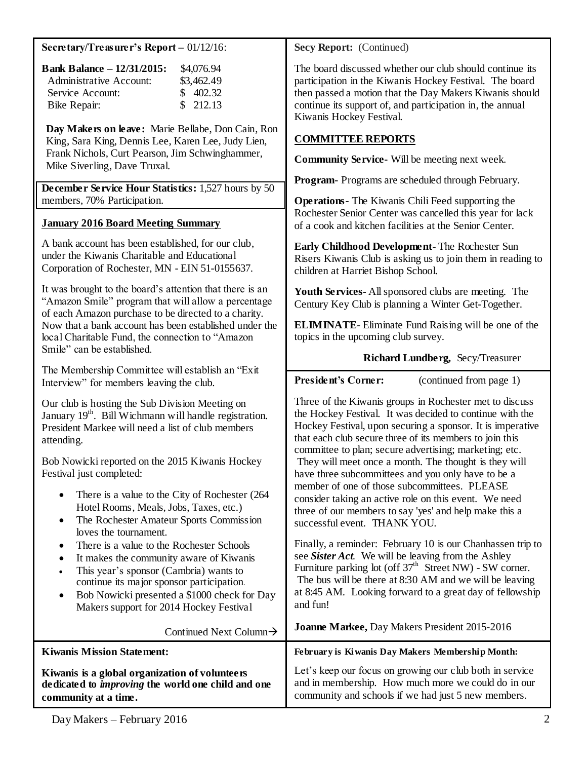**Secretary/Treasurer's Report** – 01/12/16:

| **Bank Balance – 12/31/2015:** | $4,076.94 |
|---|---|
| Administrative Account: | $3,462.49 |
| Service Account: | $ 402.32 |
| Bike Repair: | $ 212.13 |

**Day Makers on leave:** Marie Bellabe, Don Cain, Ron King, Sara King, Dennis Lee, Karen Lee, Judy Lien, Frank Nichols, Curt Pearson, Jim Schwinghammer, Mike Siverling, Dave Truxal.

**December Service Hour Statistics:** 1,527 hours by 50 members, 70% Participation.

**January 2016 Board Meeting Summary**

A bank account has been established, for our club, under the Kiwanis Charitable and Educational Corporation of Rochester, MN - EIN 51-0155637.

It was brought to the board's attention that there is an "Amazon Smile" program that will allow a percentage of each Amazon purchase to be directed to a charity. Now that a bank account has been established under the local Charitable Fund, the connection to "Amazon Smile" can be established.

The Membership Committee will establish an "Exit Interview" for members leaving the club.

Our club is hosting the Sub Division Meeting on January 19th. Bill Wichmann will handle registration. President Markee will need a list of club members attending.

Bob Nowicki reported on the 2015 Kiwanis Hockey Festival just completed:

- There is a value to the City of Rochester (264 Hotel Rooms, Meals, Jobs, Taxes, etc.)
- The Rochester Amateur Sports Commission loves the tournament.
- There is a value to the Rochester Schools
- It makes the community aware of Kiwanis
- This year's sponsor (Cambria) wants to continue its major sponsor participation.
- Bob Nowicki presented a $1000 check for Day Makers support for 2014 Hockey Festival

Continued Next Column→

**Secy Report:** (Continued)

The board discussed whether our club should continue its participation in the Kiwanis Hockey Festival. The board then passed a motion that the Day Makers Kiwanis should continue its support of, and participation in, the annual Kiwanis Hockey Festival.

**COMMITTEE REPORTS**

**Community Service**- Will be meeting next week.

**Program**- Programs are scheduled through February.

**Operations**- The Kiwanis Chili Feed supporting the Rochester Senior Center was cancelled this year for lack of a cook and kitchen facilities at the Senior Center.

**Early Childhood Development**- The Rochester Sun Risers Kiwanis Club is asking us to join them in reading to children at Harriet Bishop School.

**Youth Services**- All sponsored clubs are meeting. The Century Key Club is planning a Winter Get-Together.

**ELIMINATE**- Eliminate Fund Raising will be one of the topics in the upcoming club survey.

**Richard Lundberg,** Secy/Treasurer

**President's Corner:** (continued from page 1)

Three of the Kiwanis groups in Rochester met to discuss the Hockey Festival. It was decided to continue with the Hockey Festival, upon securing a sponsor. It is imperative that each club secure three of its members to join this committee to plan; secure advertising; marketing; etc. They will meet once a month. The thought is they will have three subcommittees and you only have to be a member of one of those subcommittees. PLEASE consider taking an active role on this event. We need three of our members to say 'yes' and help make this a successful event. THANK YOU.

Finally, a reminder: February 10 is our Chanhassen trip to see ***Sister Act***. We will be leaving from the Ashley Furniture parking lot (off 37th Street NW) - SW corner. The bus will be there at 8:30 AM and we will be leaving at 8:45 AM. Looking forward to a great day of fellowship and fun!

**Joanne Markee,** Day Makers President 2015-2016

**Kiwanis Mission Statement:**

**Kiwanis is a global organization of volunteers dedicated to *improving* the world one child and one community at a time.**

**February is Kiwanis Day Makers Membership Month:**

Let's keep our focus on growing our club both in service and in membership. How much more we could do in our community and schools if we had just 5 new members.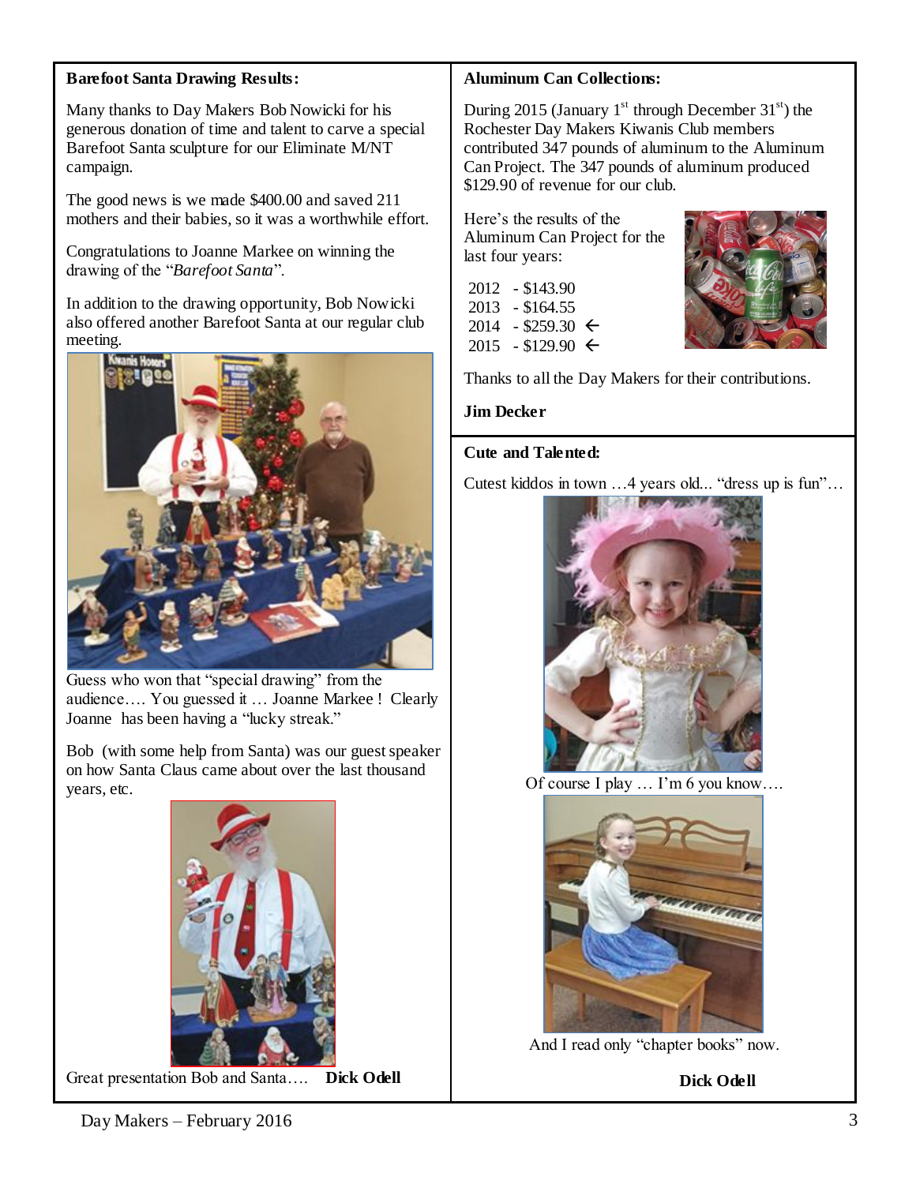**Barefoot Santa Drawing Results:**

Many thanks to Day Makers Bob Nowicki for his generous donation of time and talent to carve a special Barefoot Santa sculpture for our Eliminate M/NT campaign.

The good news is we made $400.00 and saved 211 mothers and their babies, so it was a worthwhile effort.

Congratulations to Joanne Markee on winning the drawing of the "*Barefoot Santa*".

In addition to the drawing opportunity, Bob Nowicki also offered another Barefoot Santa at our regular club meeting.

Guess who won that "special drawing" from the audience…. You guessed it … Joanne Markee ! Clearly Joanne has been having a "lucky streak."

Bob (with some help from Santa) was our guest speaker on how Santa Claus came about over the last thousand years, etc.

Great presentation Bob and Santa…. **Dick Odell**

**Aluminum Can Collections:**

During 2015 (January 1st through December 31st) the Rochester Day Makers Kiwanis Club members contributed 347 pounds of aluminum to the Aluminum Can Project. The 347 pounds of aluminum produced $129.90 of revenue for our club.

Here's the results of the Aluminum Can Project for the last four years:

2012 - $143.90
2013 - $164.55
2014 - $259.30 ←
2015 - $129.90 ←

Thanks to all the Day Makers for their contributions.

**Jim Decker**

**Cute and Talented:**

Cutest kiddos in town …4 years old... "dress up is fun"…

Of course I play … I'm 6 you know….

And I read only "chapter books" now.

**Dick Odell**